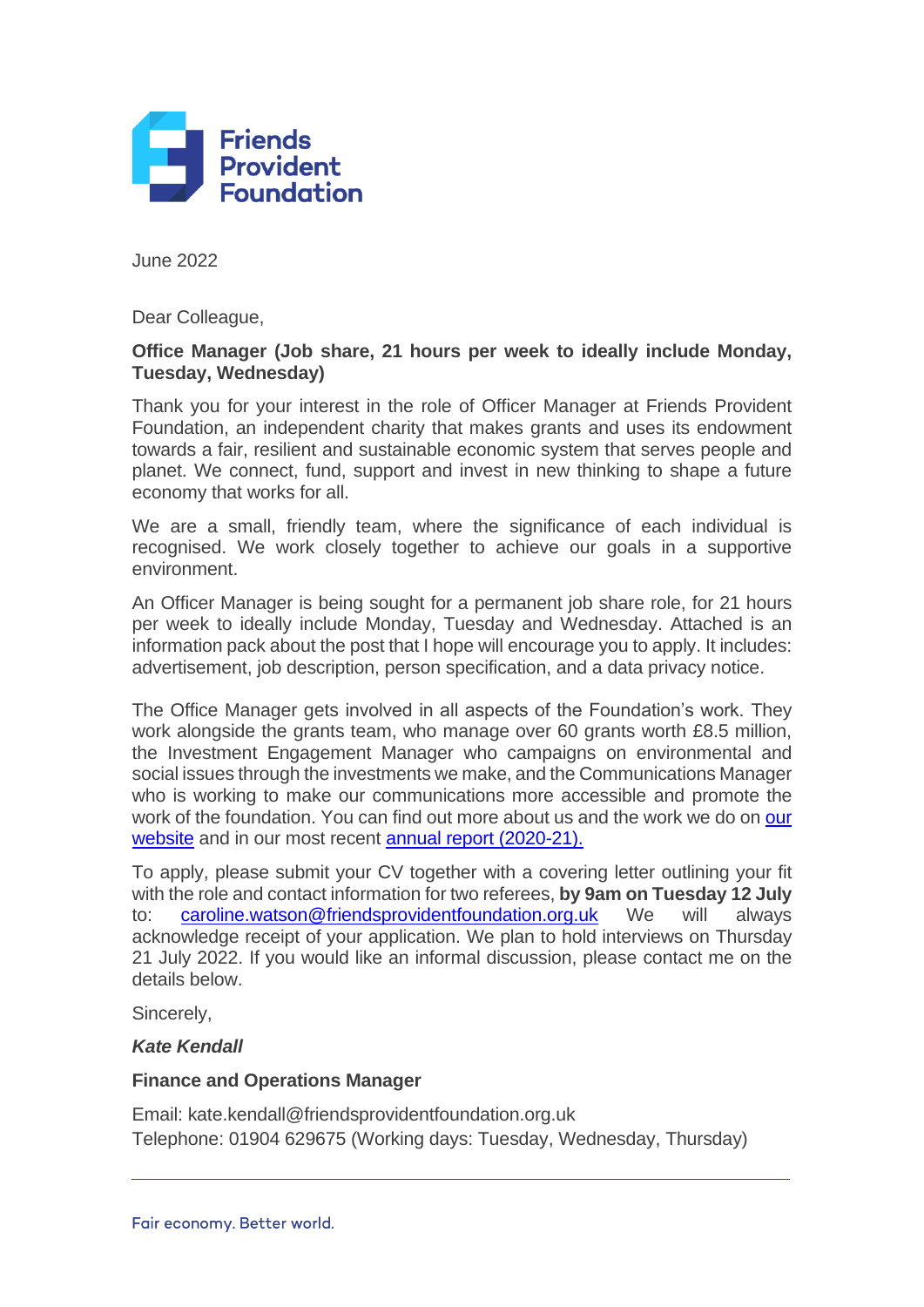Friends Provident Foundation

June 2022

Dear Colleague,

**Office Manager (Job share, 21 hours per week to ideally include Monday, Tuesday, Wednesday)**

Thank you for your interest in the role of Officer Manager at Friends Provident Foundation, an independent charity that makes grants and uses its endowment towards a fair, resilient and sustainable economic system that serves people and planet. We connect, fund, support and invest in new thinking to shape a future economy that works for all.

We are a small, friendly team, where the significance of each individual is recognised. We work closely together to achieve our goals in a supportive environment.

An Officer Manager is being sought for a permanent job share role, for 21 hours per week to ideally include Monday, Tuesday and Wednesday. Attached is an information pack about the post that I hope will encourage you to apply. It includes: advertisement, job description, person specification, and a data privacy notice.

The Office Manager gets involved in all aspects of the Foundation's work. They work alongside the grants team, who manage over 60 grants worth £8.5 million, the Investment Engagement Manager who campaigns on environmental and social issues through the investments we make, and the Communications Manager who is working to make our communications more accessible and promote the work of the foundation. You can find out more about us and the work we do on our website and in our most recent annual report (2020-21).

To apply, please submit your CV together with a covering letter outlining your fit with the role and contact information for two referees, **by 9am on Tuesday 12 July** to: caroline.watson@friendsprovidentfoundation.org.uk We will always acknowledge receipt of your application. We plan to hold interviews on Thursday 21 July 2022. If you would like an informal discussion, please contact me on the details below.

Sincerely,

***Kate Kendall***

**Finance and Operations Manager**

Email: kate.kendall@friendsprovidentfoundation.org.uk
Telephone: 01904 629675 (Working days: Tuesday, Wednesday, Thursday)

Fair economy. Better world.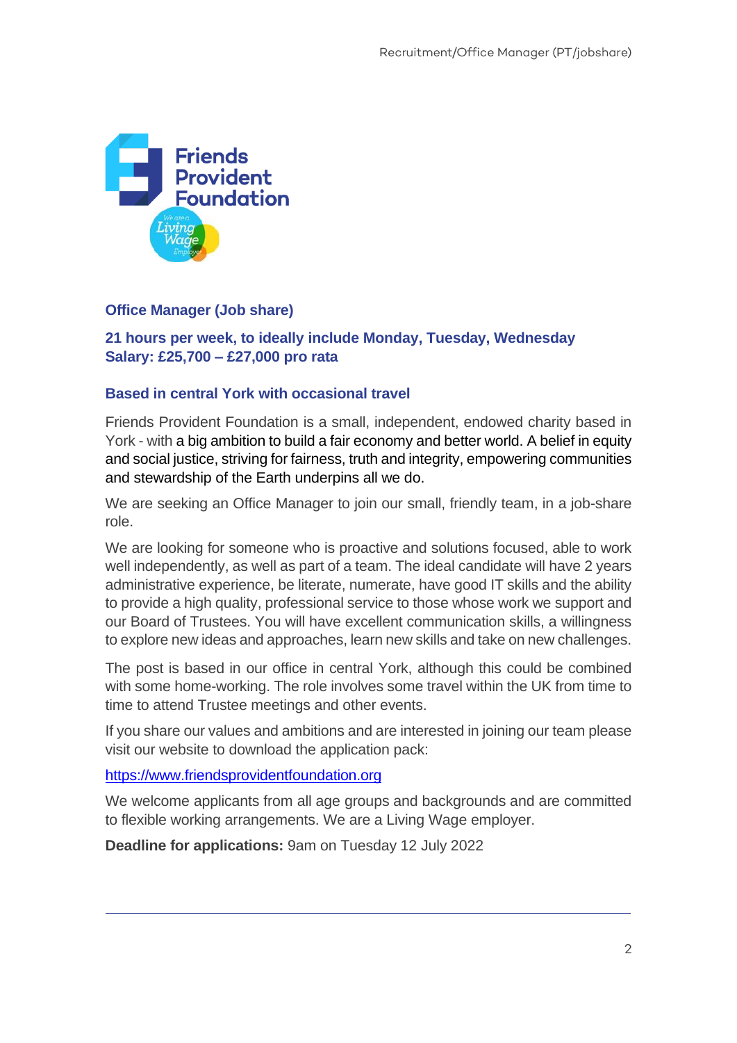## Office Manager (Job share)

**21 hours per week, to ideally include Monday, Tuesday, Wednesday**
**Salary: £25,700 – £27,000 pro rata**

**Based in central York with occasional travel**

Friends Provident Foundation is a small, independent, endowed charity based in York - with a big ambition to build a fair economy and better world. A belief in equity and social justice, striving for fairness, truth and integrity, empowering communities and stewardship of the Earth underpins all we do.

We are seeking an Office Manager to join our small, friendly team, in a job-share role.

We are looking for someone who is proactive and solutions focused, able to work well independently, as well as part of a team. The ideal candidate will have 2 years administrative experience, be literate, numerate, have good IT skills and the ability to provide a high quality, professional service to those whose work we support and our Board of Trustees. You will have excellent communication skills, a willingness to explore new ideas and approaches, learn new skills and take on new challenges.

The post is based in our office in central York, although this could be combined with some home-working. The role involves some travel within the UK from time to time to attend Trustee meetings and other events.

If you share our values and ambitions and are interested in joining our team please visit our website to download the application pack:

https://www.friendsprovidentfoundation.org

We welcome applicants from all age groups and backgrounds and are committed to flexible working arrangements. We are a Living Wage employer.

**Deadline for applications:** 9am on Tuesday 12 July 2022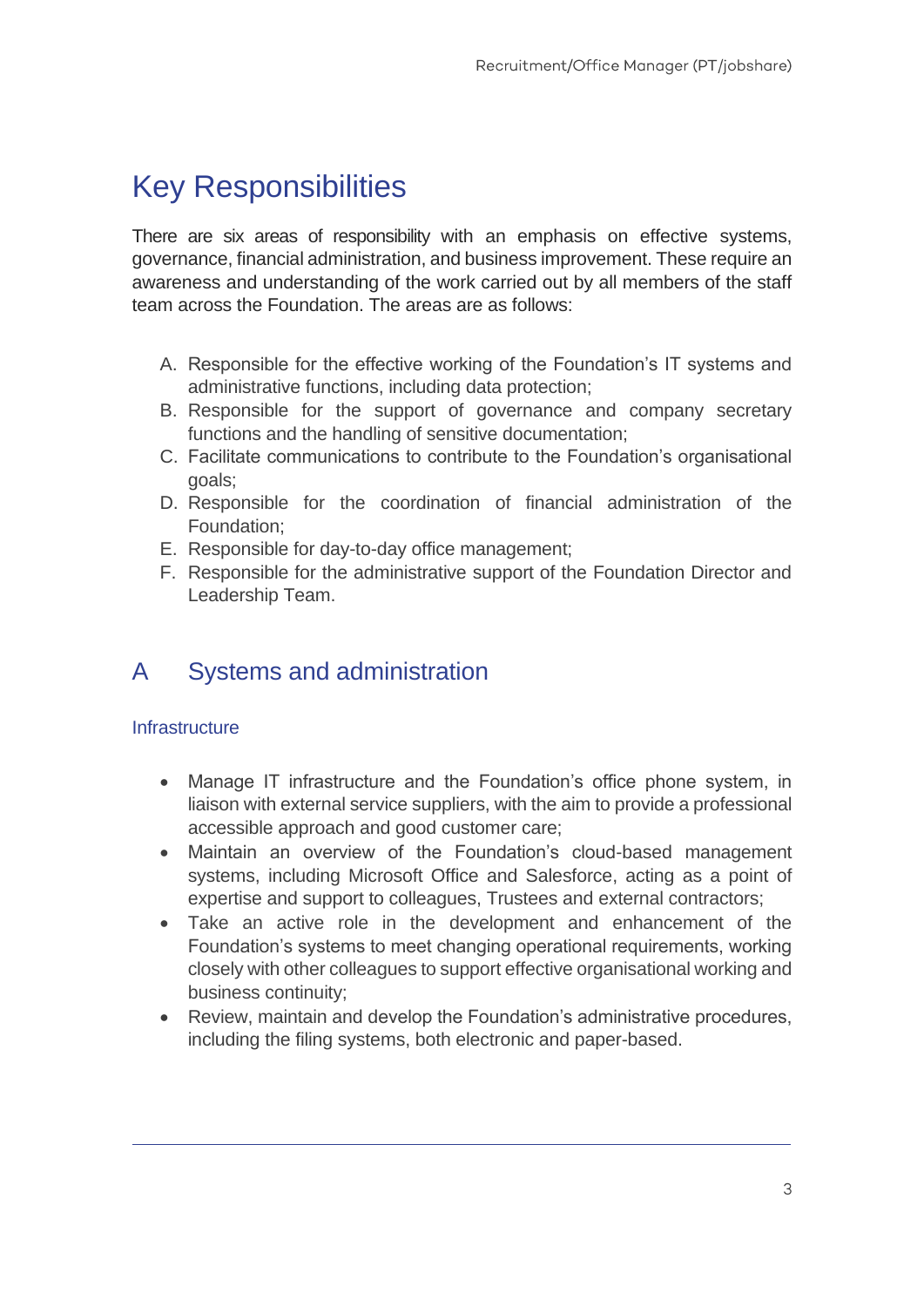# Key Responsibilities

There are six areas of responsibility with an emphasis on effective systems, governance, financial administration, and business improvement. These require an awareness and understanding of the work carried out by all members of the staff team across the Foundation. The areas are as follows:

A. Responsible for the effective working of the Foundation's IT systems and administrative functions, including data protection;
B. Responsible for the support of governance and company secretary functions and the handling of sensitive documentation;
C. Facilitate communications to contribute to the Foundation's organisational goals;
D. Responsible for the coordination of financial administration of the Foundation;
E. Responsible for day-to-day office management;
F. Responsible for the administrative support of the Foundation Director and Leadership Team.

## A Systems and administration

### Infrastructure

- Manage IT infrastructure and the Foundation's office phone system, in liaison with external service suppliers, with the aim to provide a professional accessible approach and good customer care;
- Maintain an overview of the Foundation's cloud-based management systems, including Microsoft Office and Salesforce, acting as a point of expertise and support to colleagues, Trustees and external contractors;
- Take an active role in the development and enhancement of the Foundation's systems to meet changing operational requirements, working closely with other colleagues to support effective organisational working and business continuity;
- Review, maintain and develop the Foundation's administrative procedures, including the filing systems, both electronic and paper-based.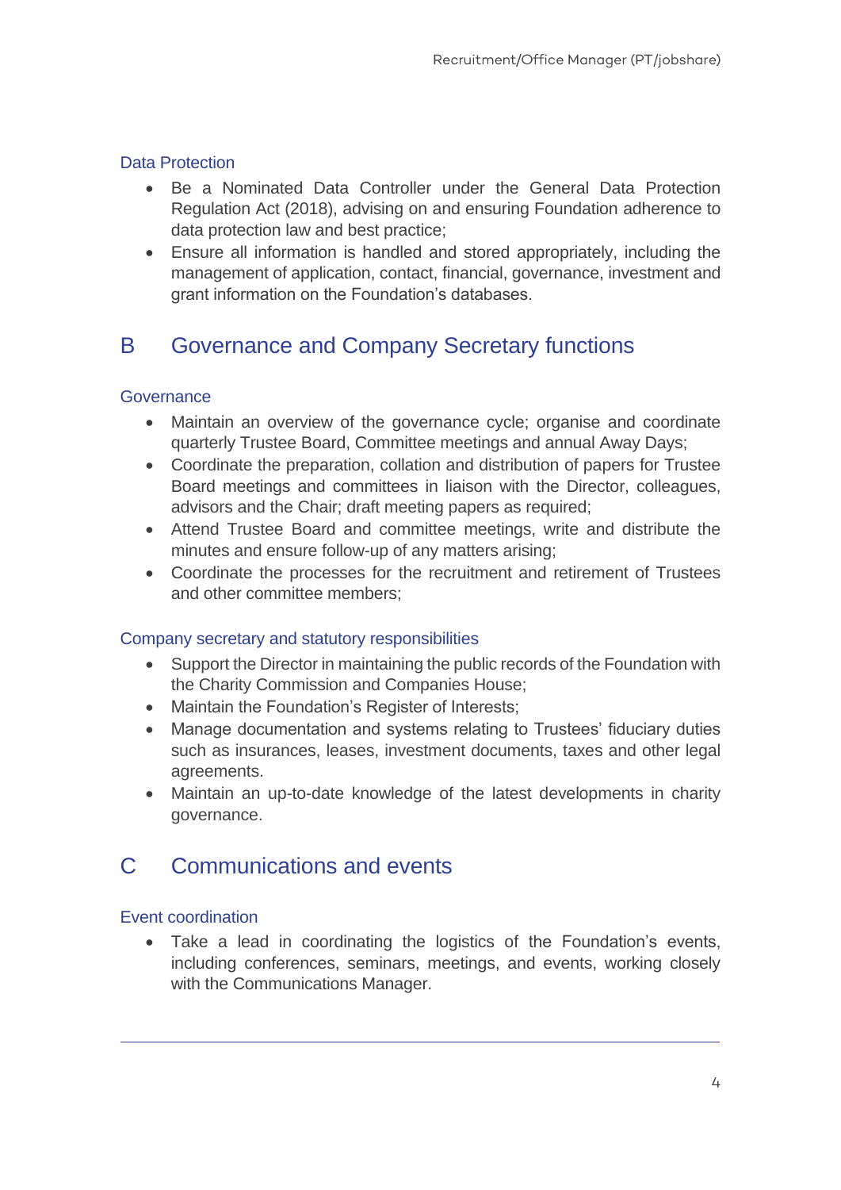### Data Protection

- Be a Nominated Data Controller under the General Data Protection Regulation Act (2018), advising on and ensuring Foundation adherence to data protection law and best practice;
- Ensure all information is handled and stored appropriately, including the management of application, contact, financial, governance, investment and grant information on the Foundation's databases.

## B Governance and Company Secretary functions

### Governance

- Maintain an overview of the governance cycle; organise and coordinate quarterly Trustee Board, Committee meetings and annual Away Days;
- Coordinate the preparation, collation and distribution of papers for Trustee Board meetings and committees in liaison with the Director, colleagues, advisors and the Chair; draft meeting papers as required;
- Attend Trustee Board and committee meetings, write and distribute the minutes and ensure follow-up of any matters arising;
- Coordinate the processes for the recruitment and retirement of Trustees and other committee members;

### Company secretary and statutory responsibilities

- Support the Director in maintaining the public records of the Foundation with the Charity Commission and Companies House;
- Maintain the Foundation's Register of Interests;
- Manage documentation and systems relating to Trustees' fiduciary duties such as insurances, leases, investment documents, taxes and other legal agreements.
- Maintain an up-to-date knowledge of the latest developments in charity governance.

## C Communications and events

### Event coordination

- Take a lead in coordinating the logistics of the Foundation's events, including conferences, seminars, meetings, and events, working closely with the Communications Manager.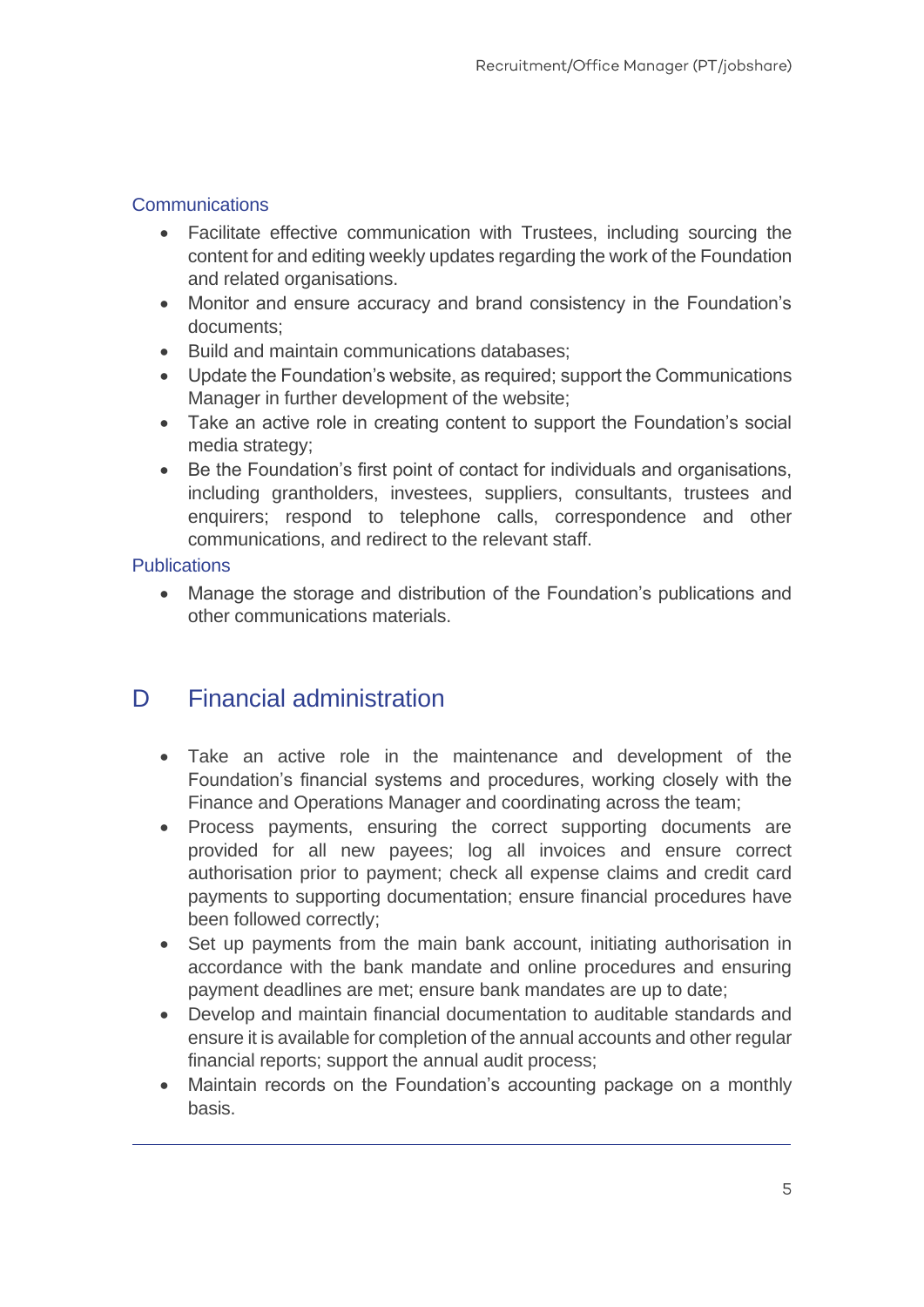### Communications

- Facilitate effective communication with Trustees, including sourcing the content for and editing weekly updates regarding the work of the Foundation and related organisations.
- Monitor and ensure accuracy and brand consistency in the Foundation's documents;
- Build and maintain communications databases;
- Update the Foundation's website, as required; support the Communications Manager in further development of the website;
- Take an active role in creating content to support the Foundation's social media strategy;
- Be the Foundation's first point of contact for individuals and organisations, including grantholders, investees, suppliers, consultants, trustees and enquirers; respond to telephone calls, correspondence and other communications, and redirect to the relevant staff.

### Publications

- Manage the storage and distribution of the Foundation's publications and other communications materials.

## D Financial administration

- Take an active role in the maintenance and development of the Foundation's financial systems and procedures, working closely with the Finance and Operations Manager and coordinating across the team;
- Process payments, ensuring the correct supporting documents are provided for all new payees; log all invoices and ensure correct authorisation prior to payment; check all expense claims and credit card payments to supporting documentation; ensure financial procedures have been followed correctly;
- Set up payments from the main bank account, initiating authorisation in accordance with the bank mandate and online procedures and ensuring payment deadlines are met; ensure bank mandates are up to date;
- Develop and maintain financial documentation to auditable standards and ensure it is available for completion of the annual accounts and other regular financial reports; support the annual audit process;
- Maintain records on the Foundation's accounting package on a monthly basis.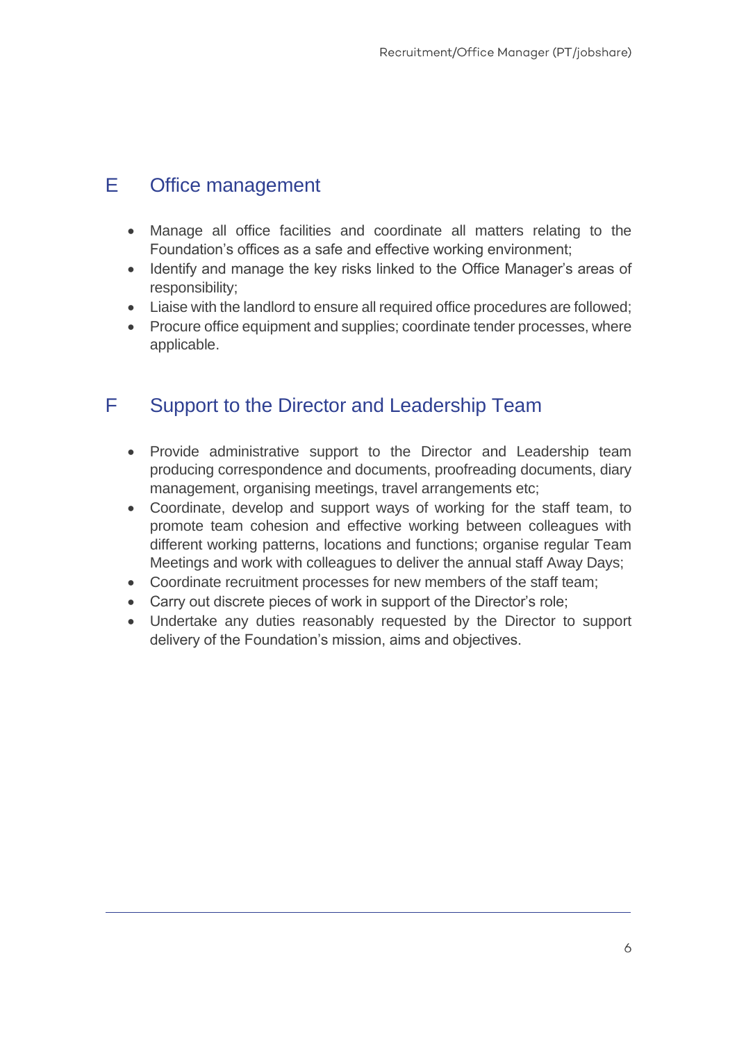## E Office management

- Manage all office facilities and coordinate all matters relating to the Foundation's offices as a safe and effective working environment;
- Identify and manage the key risks linked to the Office Manager's areas of responsibility;
- Liaise with the landlord to ensure all required office procedures are followed;
- Procure office equipment and supplies; coordinate tender processes, where applicable.

## F Support to the Director and Leadership Team

- Provide administrative support to the Director and Leadership team producing correspondence and documents, proofreading documents, diary management, organising meetings, travel arrangements etc;
- Coordinate, develop and support ways of working for the staff team, to promote team cohesion and effective working between colleagues with different working patterns, locations and functions; organise regular Team Meetings and work with colleagues to deliver the annual staff Away Days;
- Coordinate recruitment processes for new members of the staff team;
- Carry out discrete pieces of work in support of the Director's role;
- Undertake any duties reasonably requested by the Director to support delivery of the Foundation's mission, aims and objectives.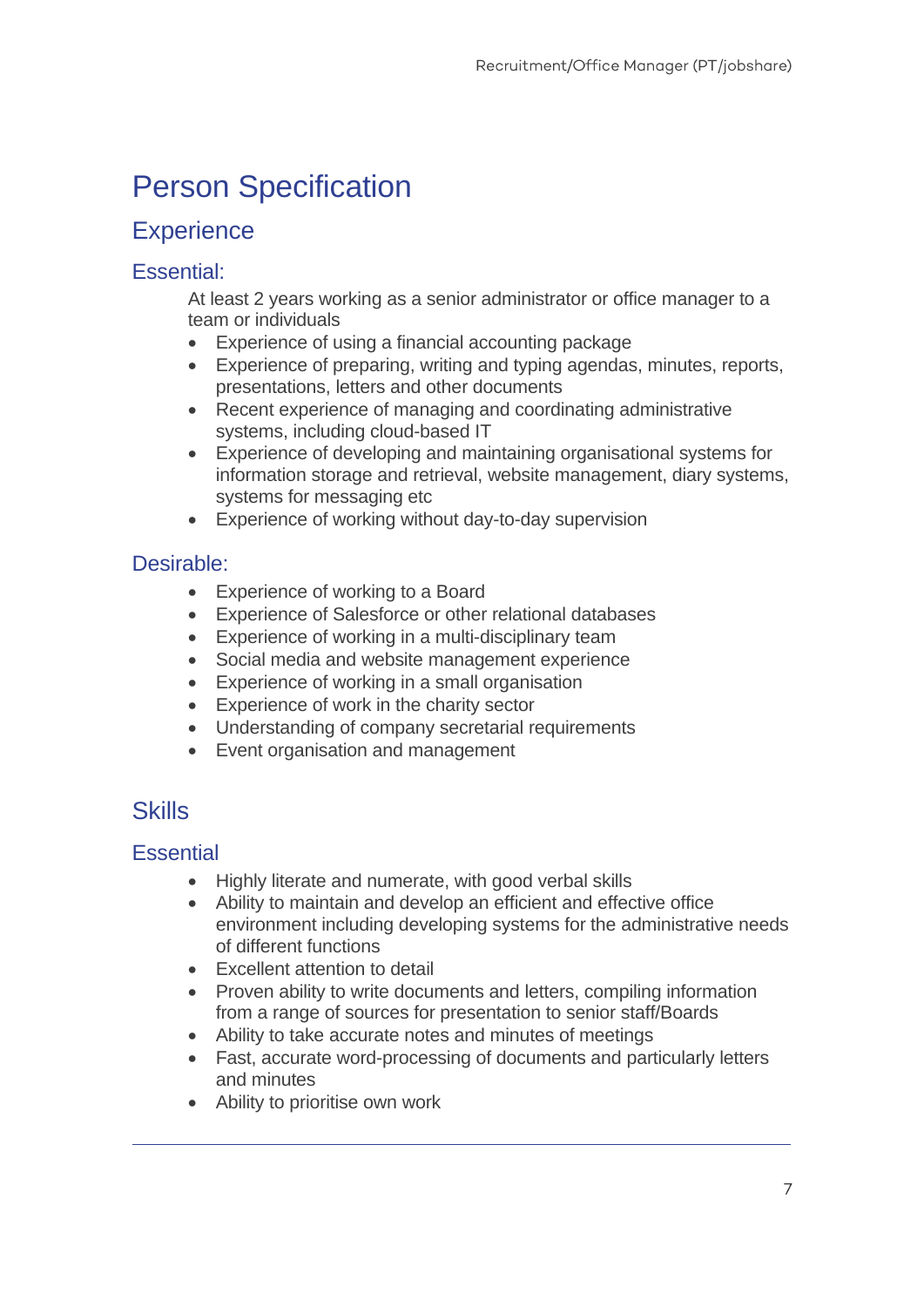# Person Specification

## Experience

### Essential:

At least 2 years working as a senior administrator or office manager to a team or individuals

- Experience of using a financial accounting package
- Experience of preparing, writing and typing agendas, minutes, reports, presentations, letters and other documents
- Recent experience of managing and coordinating administrative systems, including cloud-based IT
- Experience of developing and maintaining organisational systems for information storage and retrieval, website management, diary systems, systems for messaging etc
- Experience of working without day-to-day supervision

### Desirable:

- Experience of working to a Board
- Experience of Salesforce or other relational databases
- Experience of working in a multi-disciplinary team
- Social media and website management experience
- Experience of working in a small organisation
- Experience of work in the charity sector
- Understanding of company secretarial requirements
- Event organisation and management

## Skills

### Essential

- Highly literate and numerate, with good verbal skills
- Ability to maintain and develop an efficient and effective office environment including developing systems for the administrative needs of different functions
- Excellent attention to detail
- Proven ability to write documents and letters, compiling information from a range of sources for presentation to senior staff/Boards
- Ability to take accurate notes and minutes of meetings
- Fast, accurate word-processing of documents and particularly letters and minutes
- Ability to prioritise own work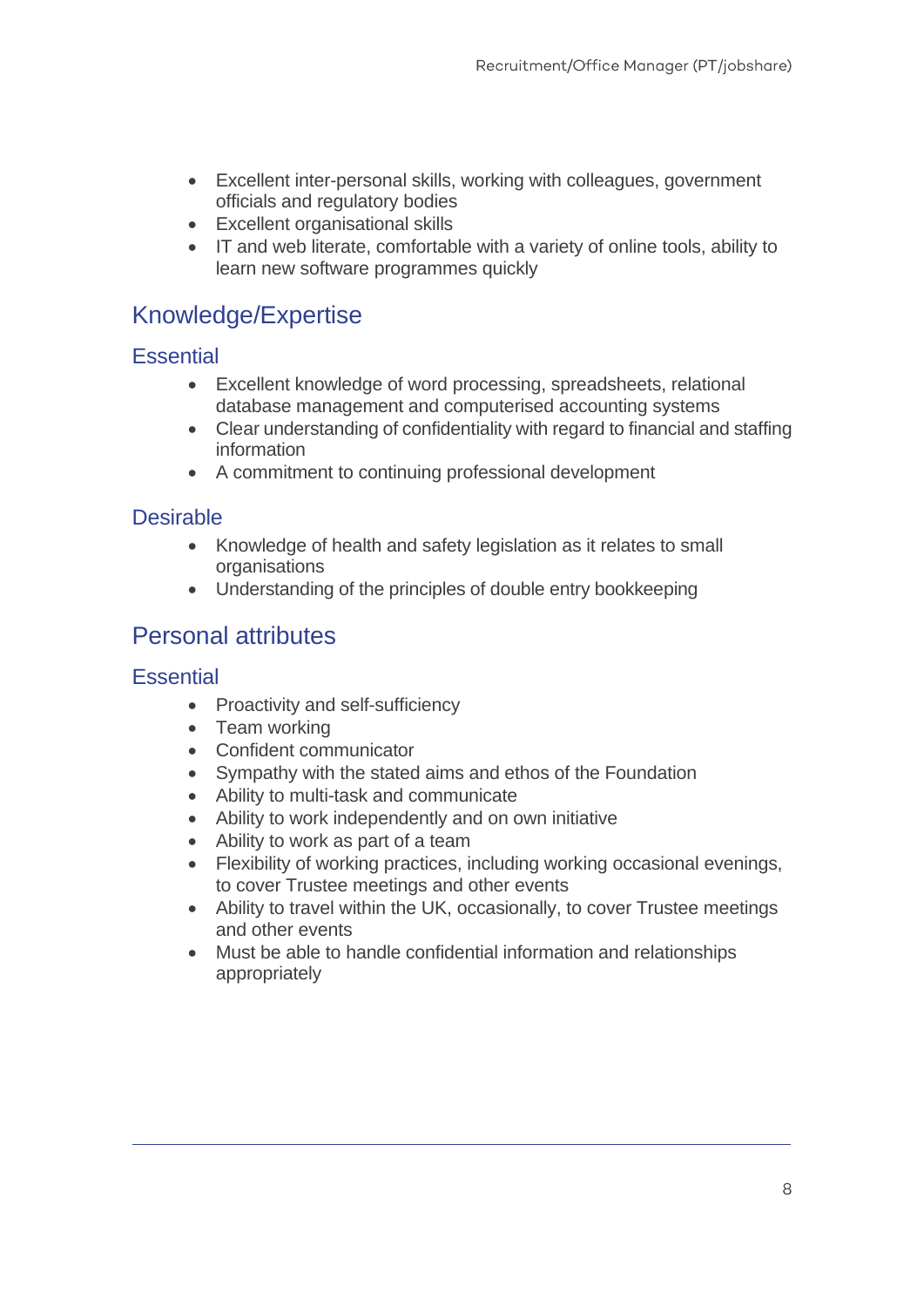- Excellent inter-personal skills, working with colleagues, government officials and regulatory bodies
- Excellent organisational skills
- IT and web literate, comfortable with a variety of online tools, ability to learn new software programmes quickly

## Knowledge/Expertise

### Essential

- Excellent knowledge of word processing, spreadsheets, relational database management and computerised accounting systems
- Clear understanding of confidentiality with regard to financial and staffing information
- A commitment to continuing professional development

### Desirable

- Knowledge of health and safety legislation as it relates to small organisations
- Understanding of the principles of double entry bookkeeping

## Personal attributes

### Essential

- Proactivity and self-sufficiency
- Team working
- Confident communicator
- Sympathy with the stated aims and ethos of the Foundation
- Ability to multi-task and communicate
- Ability to work independently and on own initiative
- Ability to work as part of a team
- Flexibility of working practices, including working occasional evenings, to cover Trustee meetings and other events
- Ability to travel within the UK, occasionally, to cover Trustee meetings and other events
- Must be able to handle confidential information and relationships appropriately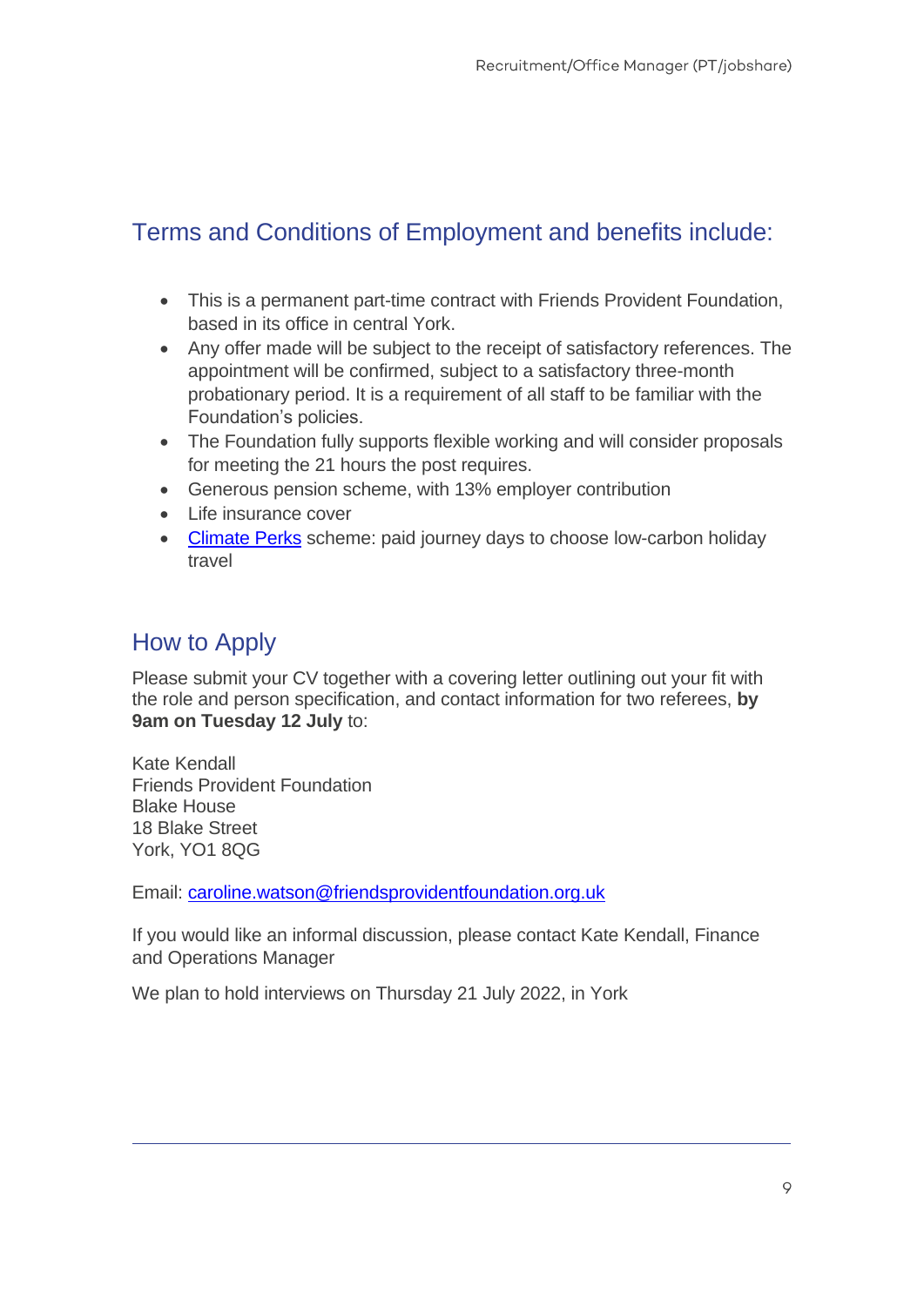## Terms and Conditions of Employment and benefits include:

- This is a permanent part-time contract with Friends Provident Foundation, based in its office in central York.
- Any offer made will be subject to the receipt of satisfactory references. The appointment will be confirmed, subject to a satisfactory three-month probationary period. It is a requirement of all staff to be familiar with the Foundation's policies.
- The Foundation fully supports flexible working and will consider proposals for meeting the 21 hours the post requires.
- Generous pension scheme, with 13% employer contribution
- Life insurance cover
- Climate Perks scheme: paid journey days to choose low-carbon holiday travel

## How to Apply

Please submit your CV together with a covering letter outlining out your fit with the role and person specification, and contact information for two referees, **by 9am on Tuesday 12 July** to:

Kate Kendall
Friends Provident Foundation
Blake House
18 Blake Street
York, YO1 8QG

Email: caroline.watson@friendsprovidentfoundation.org.uk

If you would like an informal discussion, please contact Kate Kendall, Finance and Operations Manager

We plan to hold interviews on Thursday 21 July 2022, in York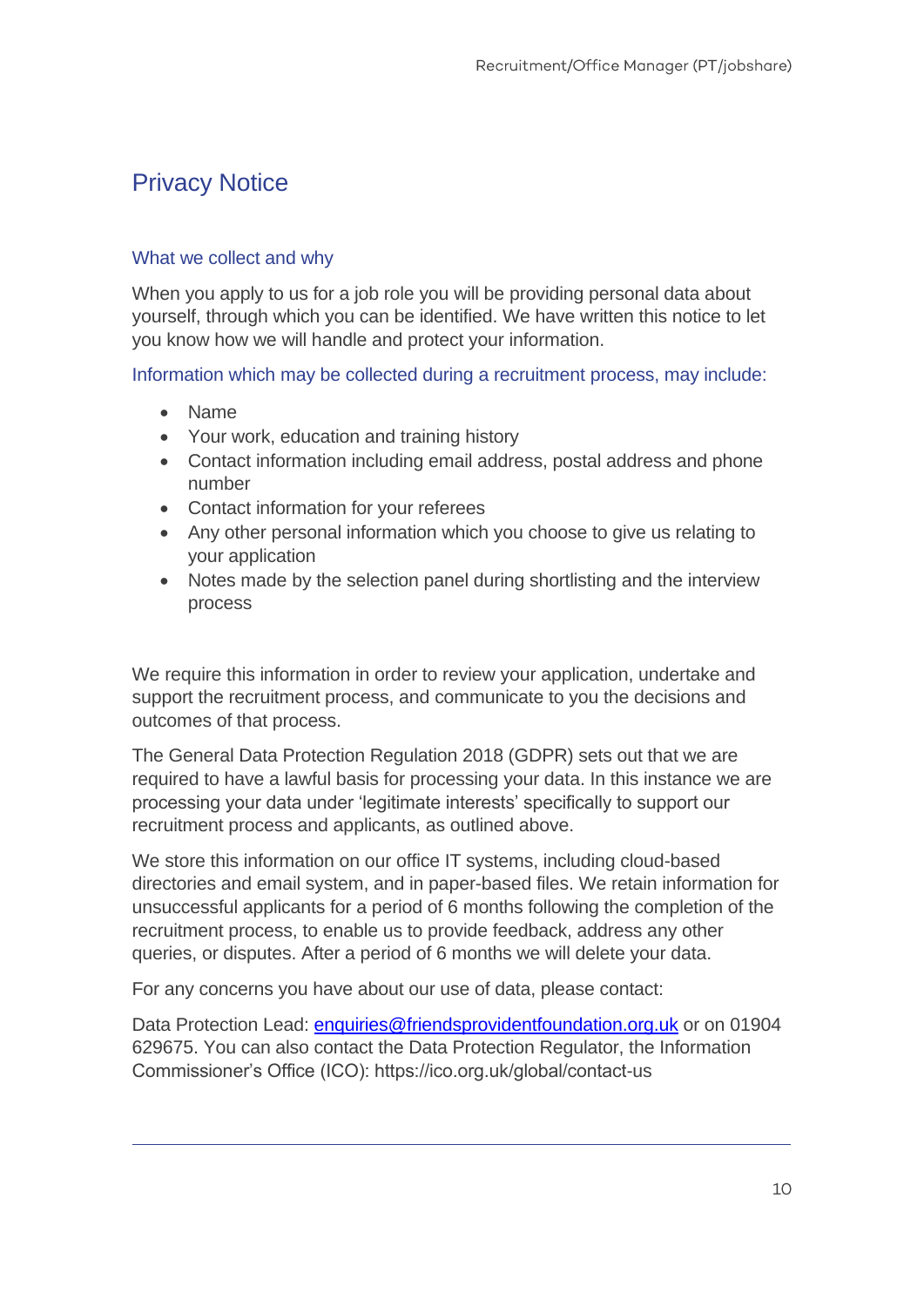# Privacy Notice

## What we collect and why

When you apply to us for a job role you will be providing personal data about yourself, through which you can be identified. We have written this notice to let you know how we will handle and protect your information.

### Information which may be collected during a recruitment process, may include:

- Name
- Your work, education and training history
- Contact information including email address, postal address and phone number
- Contact information for your referees
- Any other personal information which you choose to give us relating to your application
- Notes made by the selection panel during shortlisting and the interview process

We require this information in order to review your application, undertake and support the recruitment process, and communicate to you the decisions and outcomes of that process.

The General Data Protection Regulation 2018 (GDPR) sets out that we are required to have a lawful basis for processing your data. In this instance we are processing your data under ‘legitimate interests’ specifically to support our recruitment process and applicants, as outlined above.

We store this information on our office IT systems, including cloud-based directories and email system, and in paper-based files. We retain information for unsuccessful applicants for a period of 6 months following the completion of the recruitment process, to enable us to provide feedback, address any other queries, or disputes. After a period of 6 months we will delete your data.

For any concerns you have about our use of data, please contact:

Data Protection Lead: enquiries@friendsprovidentfoundation.org.uk or on 01904 629675. You can also contact the Data Protection Regulator, the Information Commissioner’s Office (ICO): https://ico.org.uk/global/contact-us